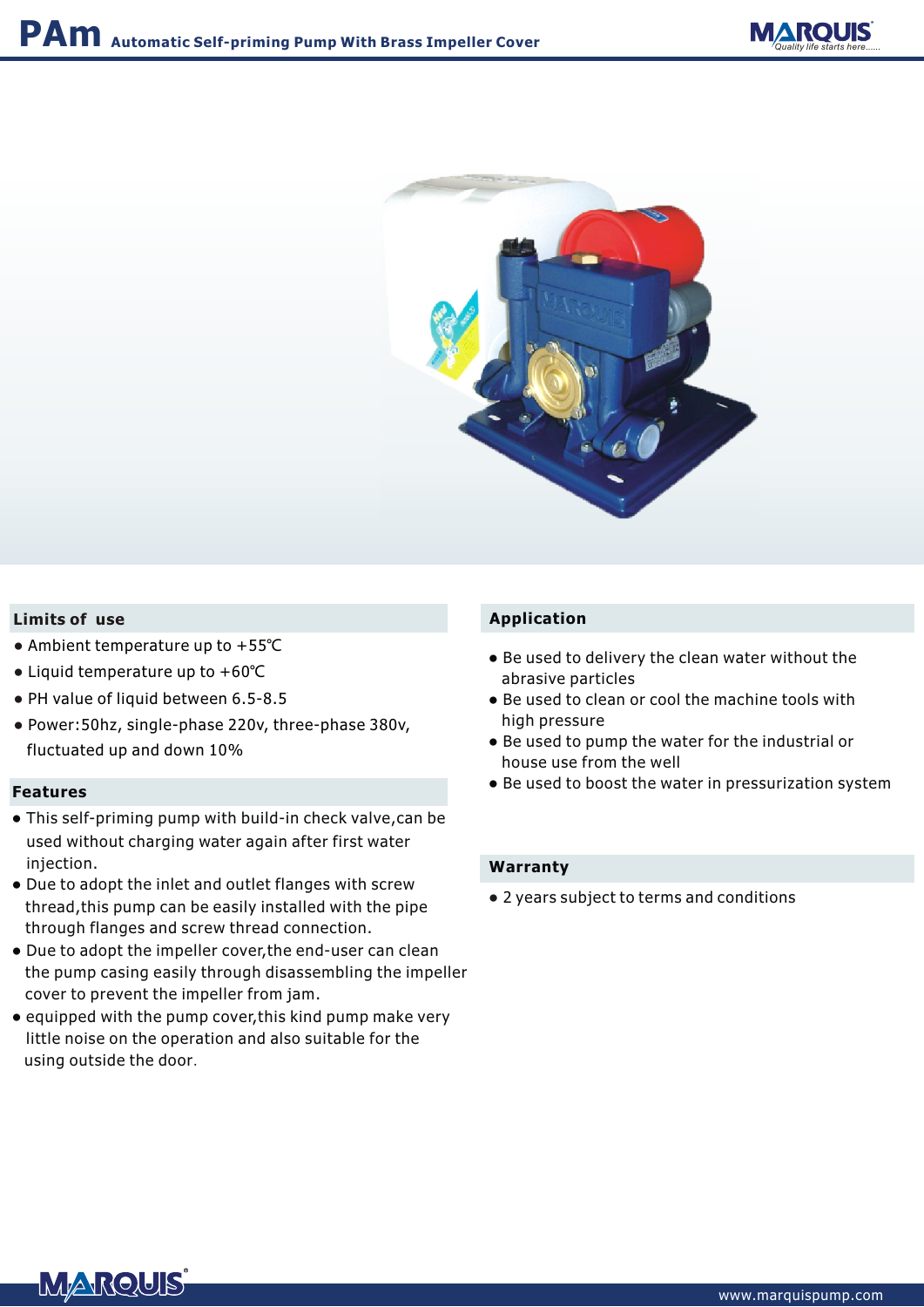# PAm Automatic Self-priming Pump With Brass Impeller Cover

## Limits of use

- Ambient temperature up to +55℃
- Liquid temperature up to +60℃
- PH value of liquid between 6.5-8.5
- Power:50hz, single-phase 220v, three-phase 380v, fluctuated up and down 10%

## Features

- This self-priming pump with build-in check valve,can be used without charging water again after first water injection.
- Due to adopt the inlet and outlet flanges with screw thread,this pump can be easily installed with the pipe through flanges and screw thread connection.
- Due to adopt the impeller cover,the end-user can clean the pump casing easily through disassembling the impeller cover to prevent the impeller from jam.
- equipped with the pump cover,this kind pump make very little noise on the operation and also suitable for the using outside the door.

## Application

- Be used to delivery the clean water without the abrasive particles
- Be used to clean or cool the machine tools with high pressure
- Be used to pump the water for the industrial or house use from the well
- Be used to boost the water in pressurization system

## Warranty

- 2 years subject to terms and conditions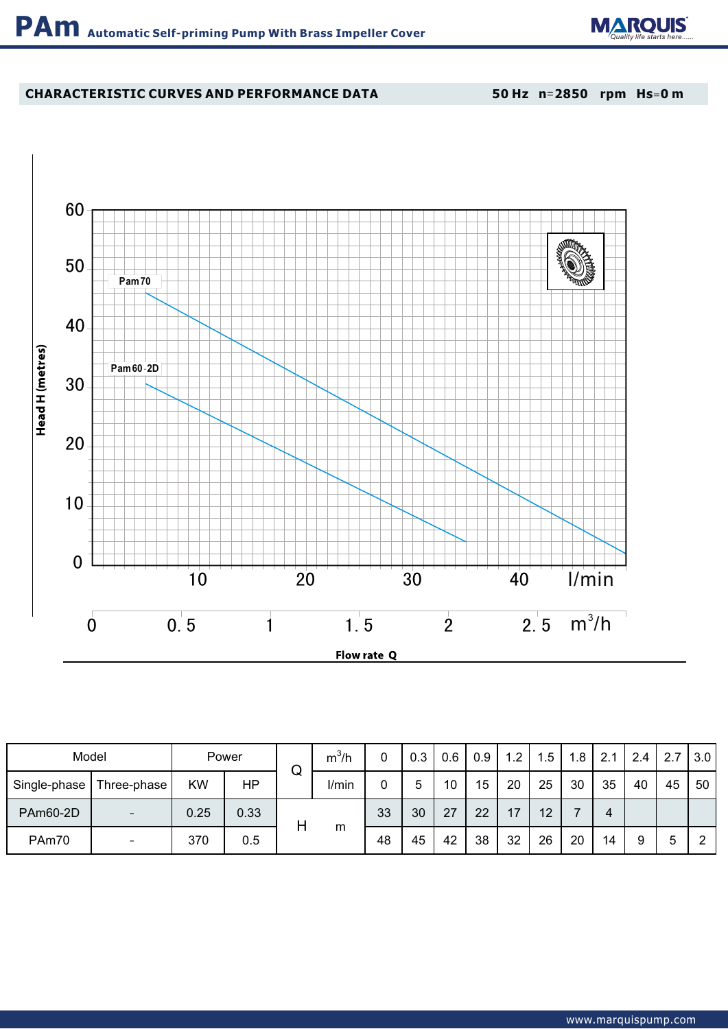# PAm Automatic Self-priming Pump With Brass Impeller Cover

## CHARACTERISTIC CURVES AND PERFORMANCE DATA

50 Hz n=2850 rpm Hs=0 m

Head H (metres)

Pam70

Pam60-2D

Flow rate Q

| Model | | Power | | Q | | | | | | | | | | | | |
|---|---|---|---|---|---|---|---|---|---|---|---|---|---|---|---|---|
| | | | | | $m^3/h$ | 0 | 0.3 | 0.6 | 0.9 | 1.2 | 1.5 | 1.8 | 2.1 | 2.4 | 2.7 | 3.0 |
| Single-phase | Three-phase | KW | HP | | l/min | 0 | 5 | 10 | 15 | 20 | 25 | 30 | 35 | 40 | 45 | 50 |
| PAm60-2D | - | 0.25 | 0.33 | H | m | 33 | 30 | 27 | 22 | 17 | 12 | 7 | 4 | | | |
| PAm70 | - | 370 | 0.5 | | | 48 | 45 | 42 | 38 | 32 | 26 | 20 | 14 | 9 | 5 | 2 |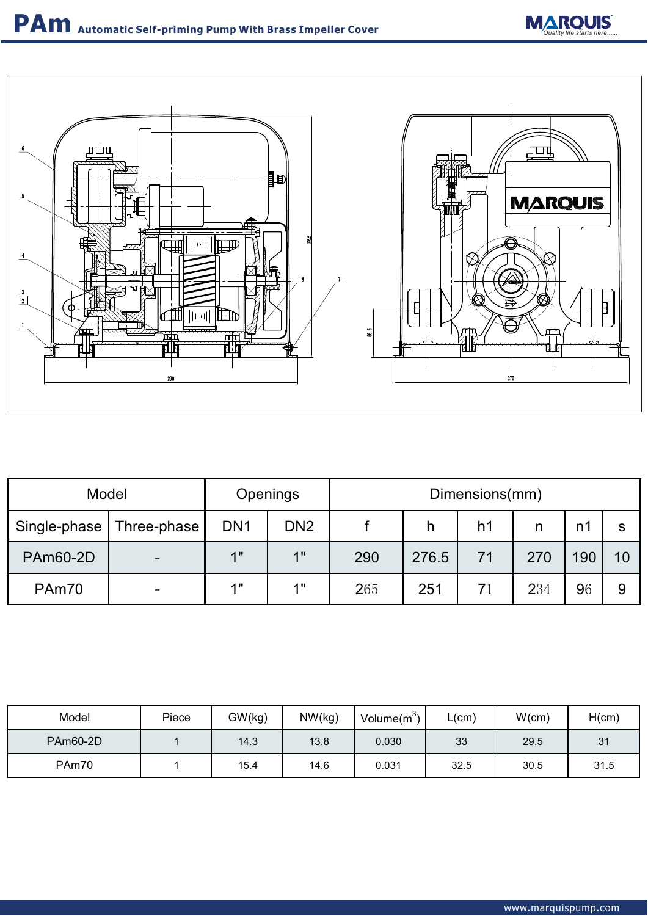# PAm Automatic Self-priming Pump With Brass Impeller Cover

| Model | | Openings | | Dimensions(mm) | | | | | |
|---|---|---|---|---|---|---|---|---|---|
| Single-phase | Three-phase | DN1 | DN2 | f | h | h1 | n | n1 | s |
| PAm60-2D | - | 1" | 1" | 290 | 276.5 | 71 | 270 | 190 | 10 |
| PAm70 | - | 1" | 1" | 265 | 251 | 71 | 234 | 96 | 9 |

| Model | Piece | GW(kg) | NW(kg) | Volume($m^3$) | L(cm) | W(cm) | H(cm) |
|---|---|---|---|---|---|---|---|
| PAm60-2D | 1 | 14.3 | 13.8 | 0.030 | 33 | 29.5 | 31 |
| PAm70 | 1 | 15.4 | 14.6 | 0.031 | 32.5 | 30.5 | 31.5 |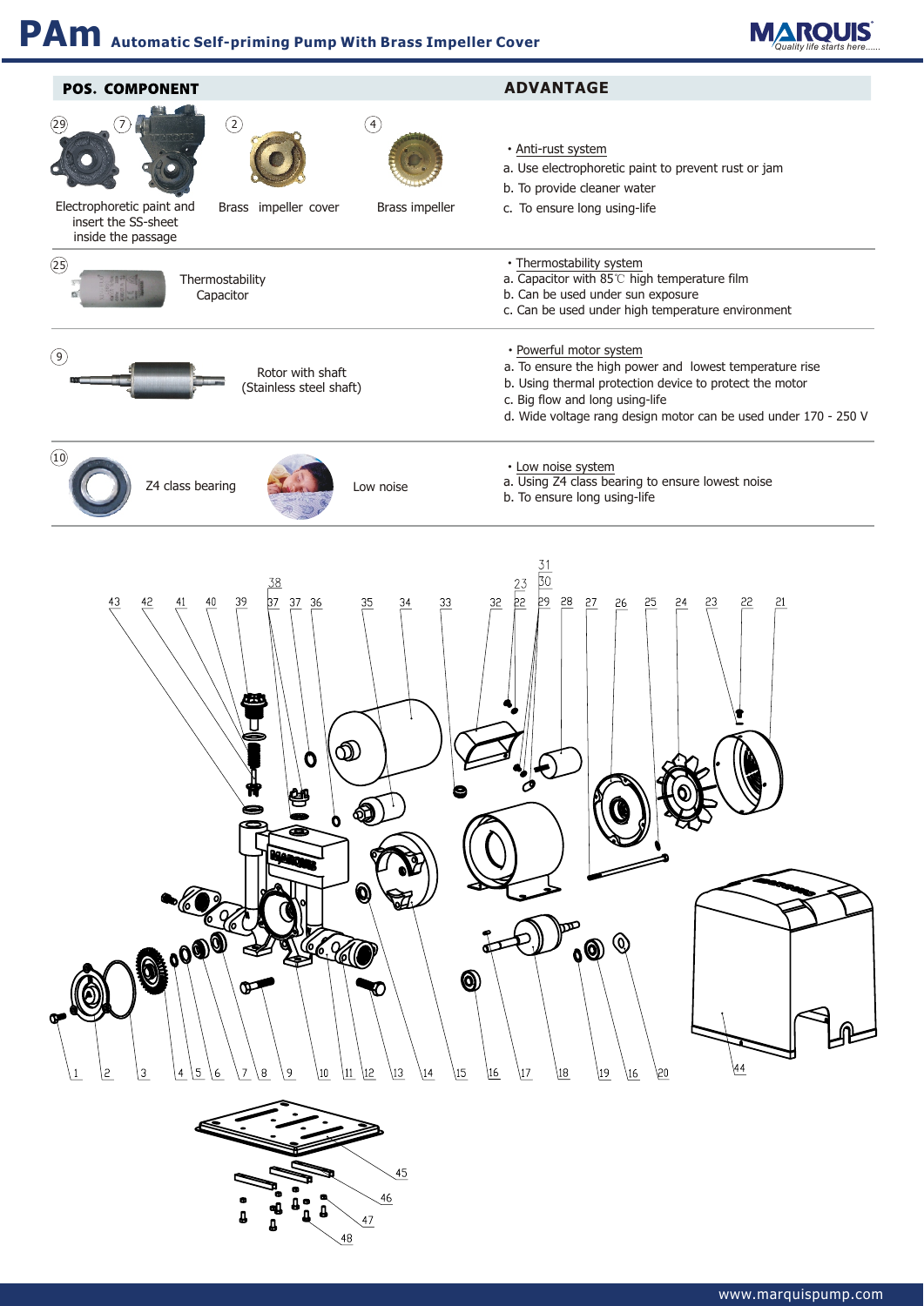# PAm Automatic Self-priming Pump With Brass Impeller Cover

| POS. COMPONENT | | | ADVANTAGE |
|---|---|---|---|
| 29, 7: Electrophoretic paint and insert the SS-sheet inside the passage | 2: Brass impeller cover | 4: Brass impeller | • Anti-rust system<br>a. Use electrophoretic paint to prevent rust or jam<br>b. To provide cleaner water<br>c. To ensure long using-life |
| 25: Thermostability Capacitor | | | • Thermostability system<br>a. Capacitor with 85℃ high temperature film<br>b. Can be used under sun exposure<br>c. Can be used under high temperature environment |
| 9: Rotor with shaft (Stainless steel shaft) | | | • Powerful motor system<br>a. To ensure the high power and lowest temperature rise<br>b. Using thermal protection device to protect the motor<br>c. Big flow and long using-life<br>d. Wide voltage rang design motor can be used under 170 - 250 V |
| 10: Z4 class bearing | Low noise | | • Low noise system<br>a. Using Z4 class bearing to ensure lowest noise<br>b. To ensure long using-life |

43 42 41 40 39 38 37 37 36 35 34 33 32 23 22 31 30 29 28 27 26 25 24 23 22 21

1 2 3 4 5 6 7 8 9 10 11 12 13 14 15 16 17 18 19 16 20 44

45 46 47 48

www.marquispump.com